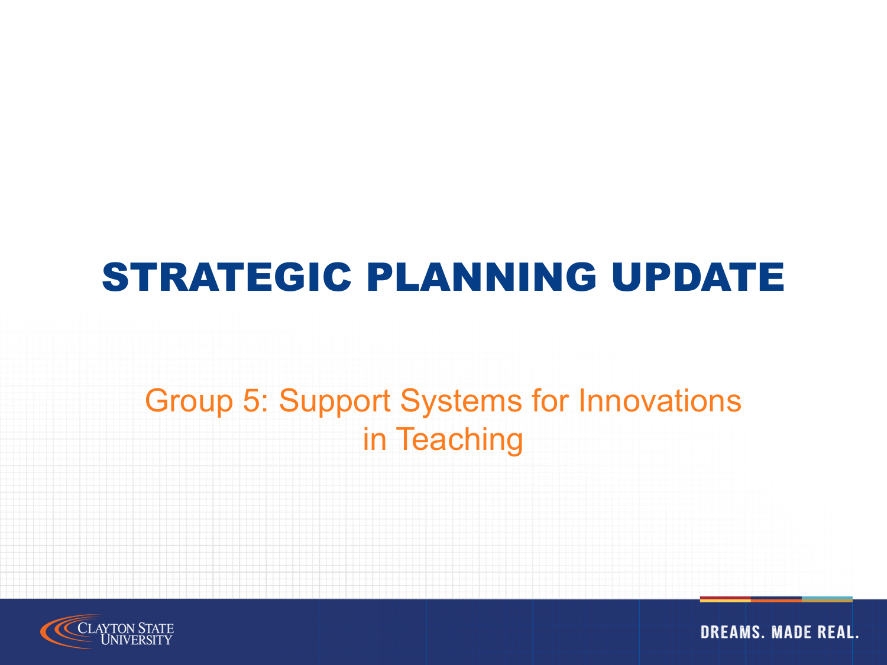# STRATEGIC PLANNING UPDATE

## Group 5: Support Systems for Innovations in Teaching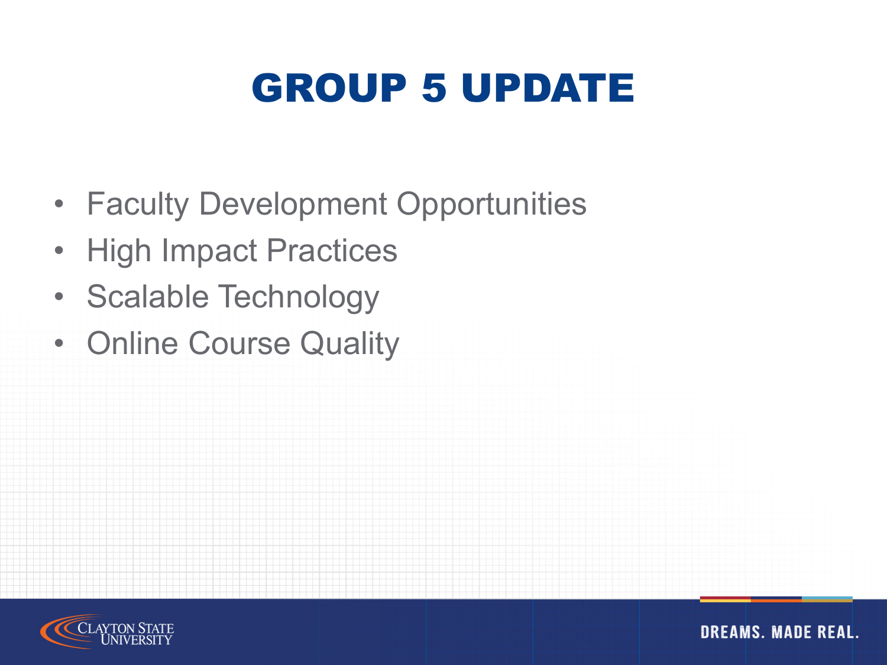# GROUP 5 UPDATE

- Faculty Development Opportunities
- High Impact Practices
- Scalable Technology
- Online Course Quality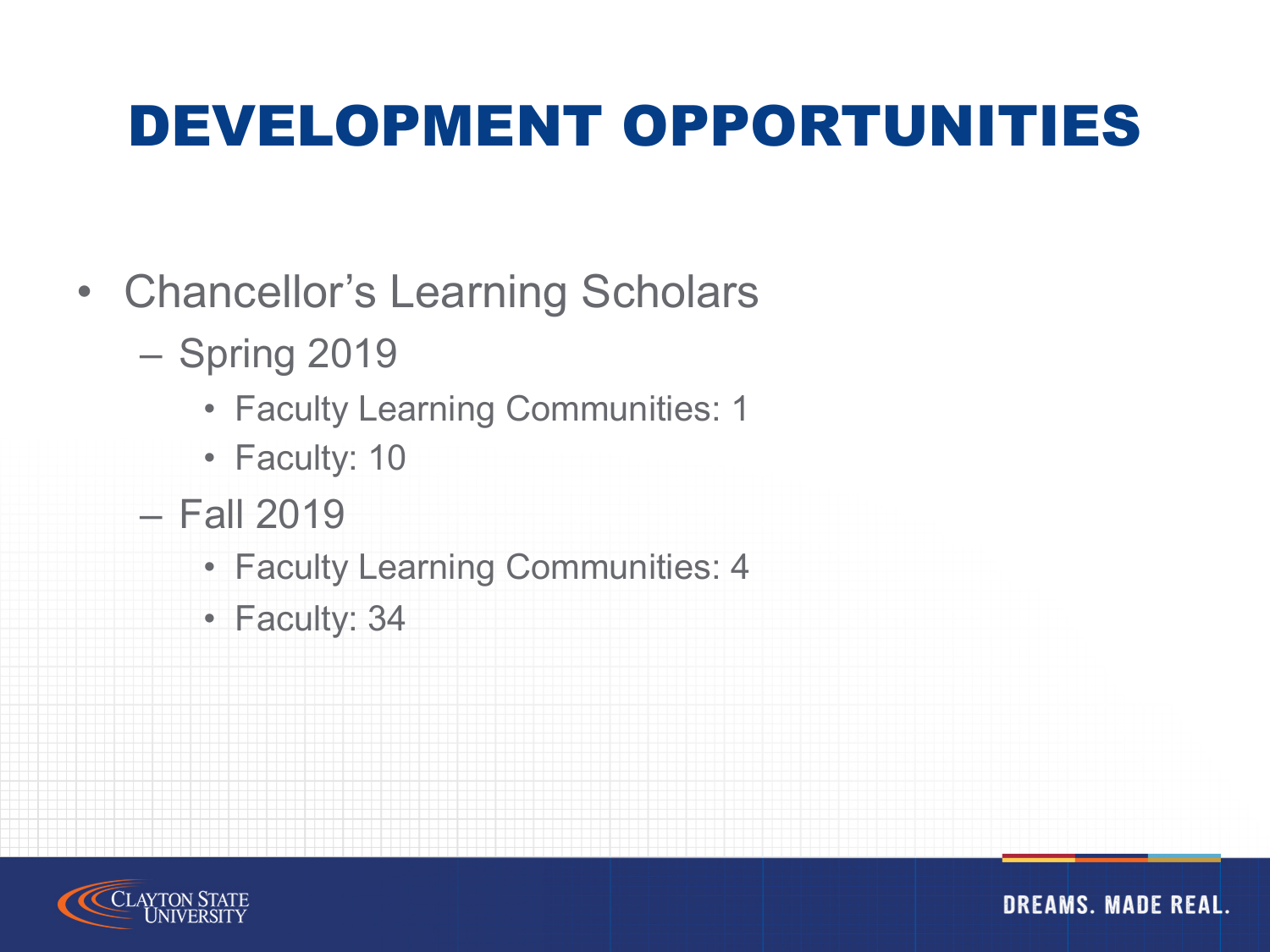# DEVELOPMENT OPPORTUNITIES

- Chancellor's Learning Scholars
  - Spring 2019
    - Faculty Learning Communities: 1
    - Faculty: 10
  - Fall 2019
    - Faculty Learning Communities: 4
    - Faculty: 34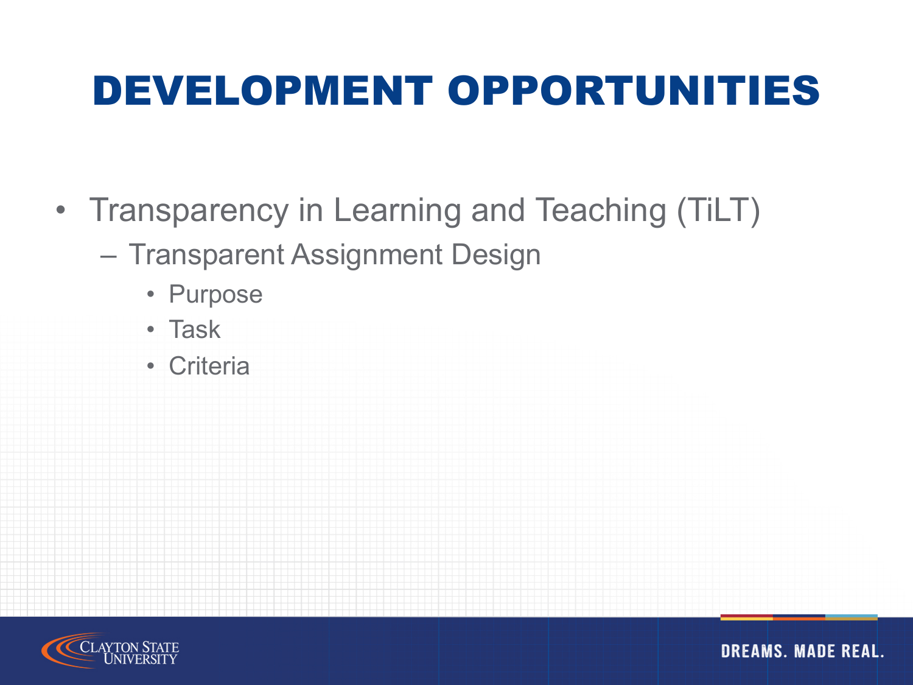# DEVELOPMENT OPPORTUNITIES

- Transparency in Learning and Teaching (TiLT)
  - Transparent Assignment Design
    - Purpose
    - Task
    - Criteria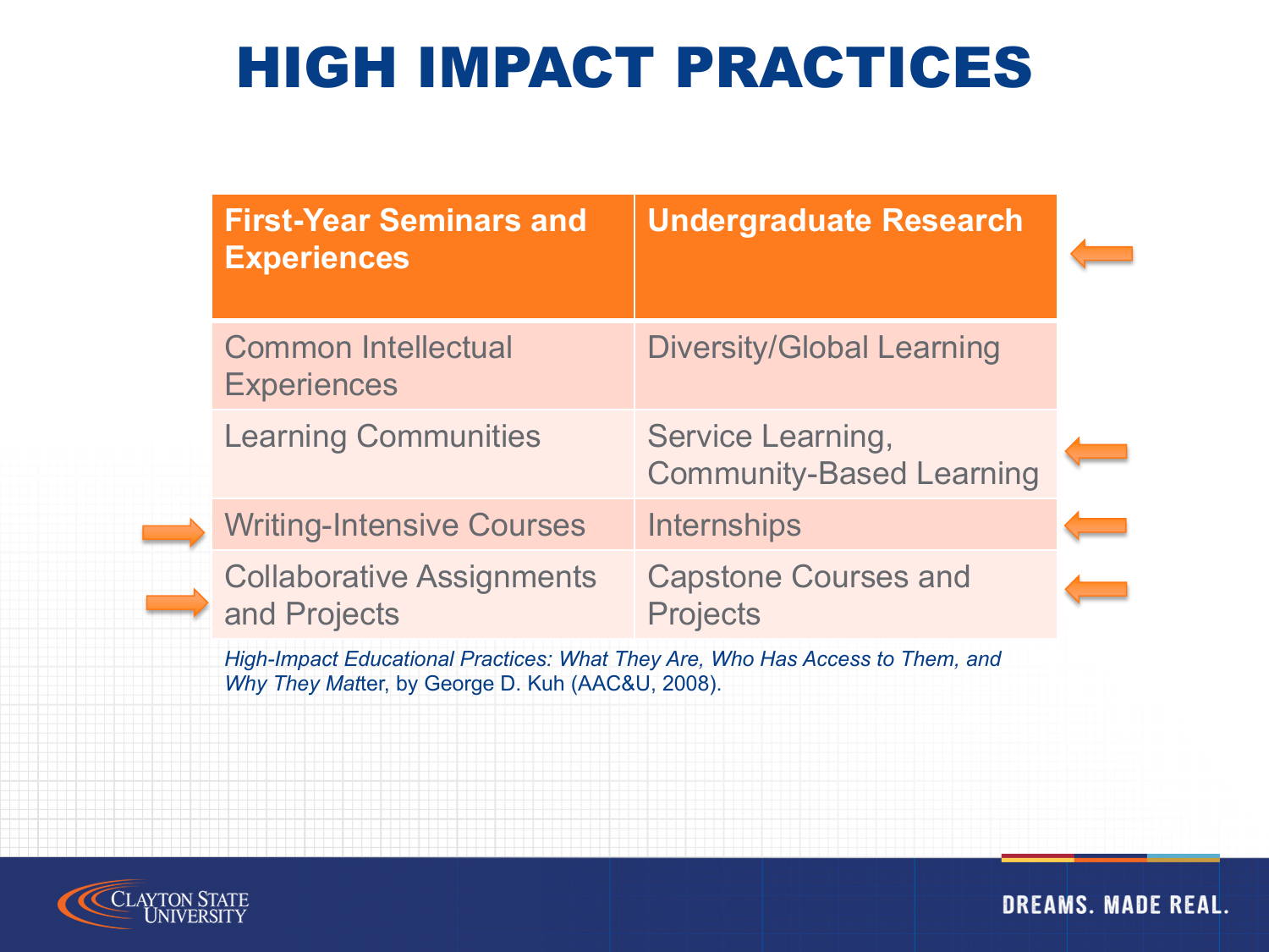# HIGH IMPACT PRACTICES

| First-Year Seminars and Experiences | Undergraduate Research |
| --- | --- |
| Common Intellectual Experiences | Diversity/Global Learning |
| Learning Communities | Service Learning, Community-Based Learning |
| Writing-Intensive Courses | Internships |
| Collaborative Assignments and Projects | Capstone Courses and Projects |

*High-Impact Educational Practices: What They Are, Who Has Access to Them, and Why They Matter*, by George D. Kuh (AAC&U, 2008).

DREAMS. MADE REAL.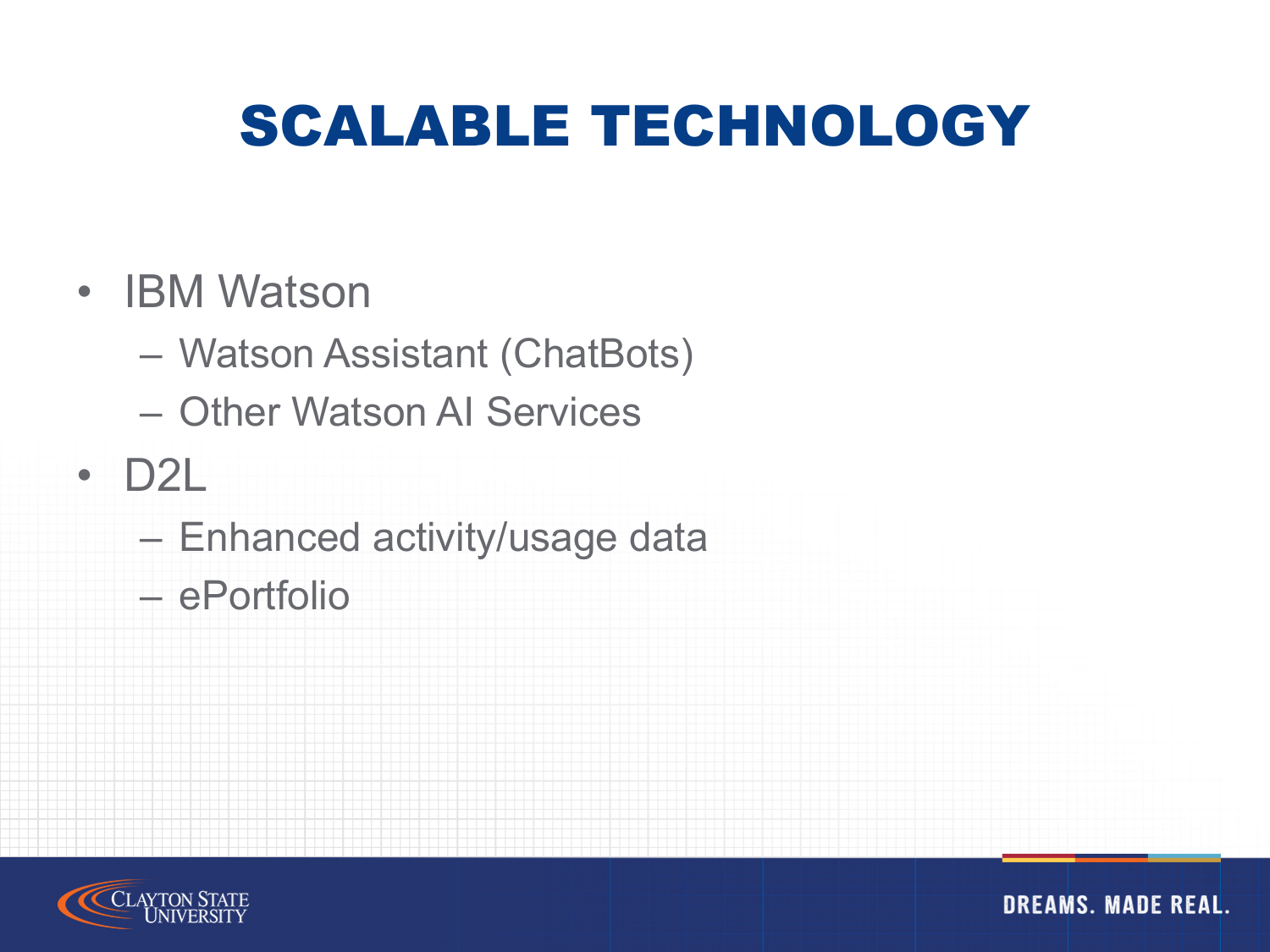# SCALABLE TECHNOLOGY

- IBM Watson
  - Watson Assistant (ChatBots)
  - Other Watson AI Services
- D2L
  - Enhanced activity/usage data
  - ePortfolio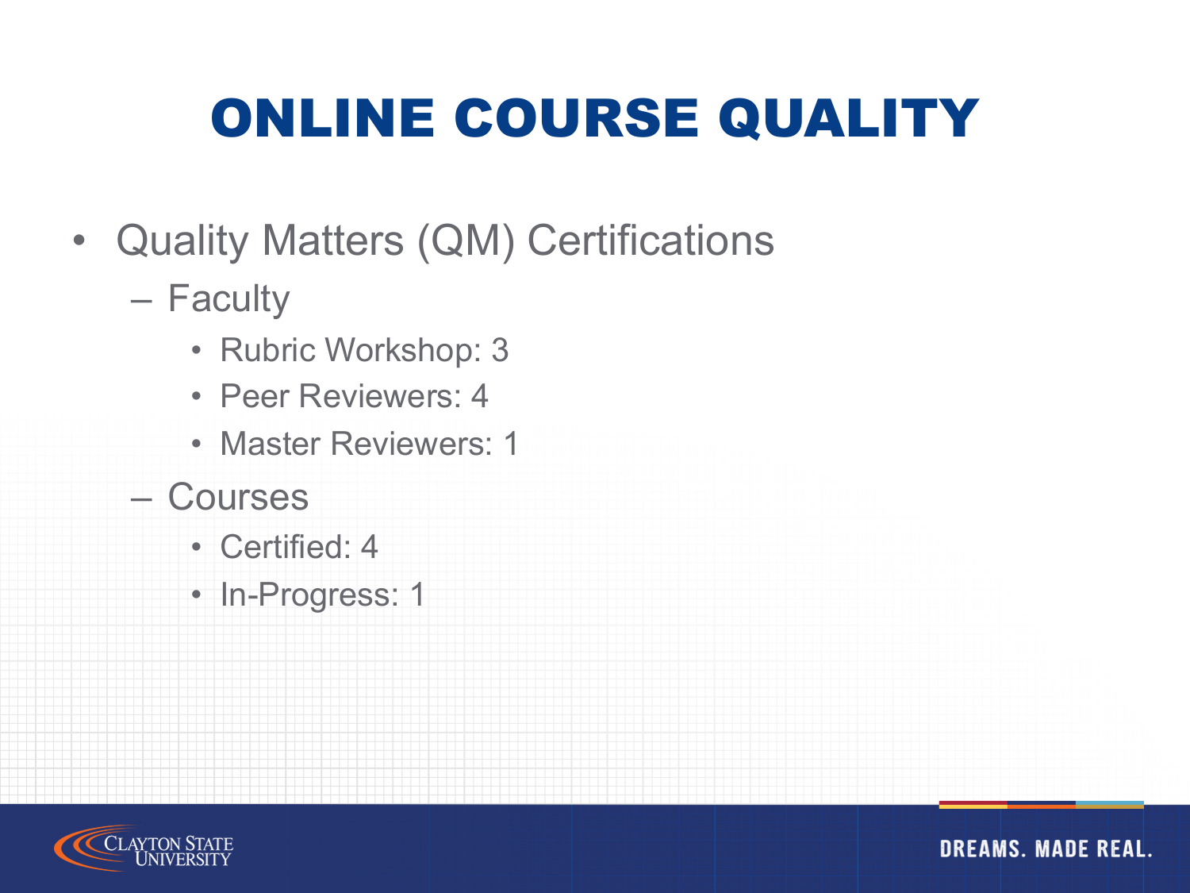# ONLINE COURSE QUALITY

- Quality Matters (QM) Certifications
  - Faculty
    - Rubric Workshop: 3
    - Peer Reviewers: 4
    - Master Reviewers: 1
  - Courses
    - Certified: 4
    - In-Progress: 1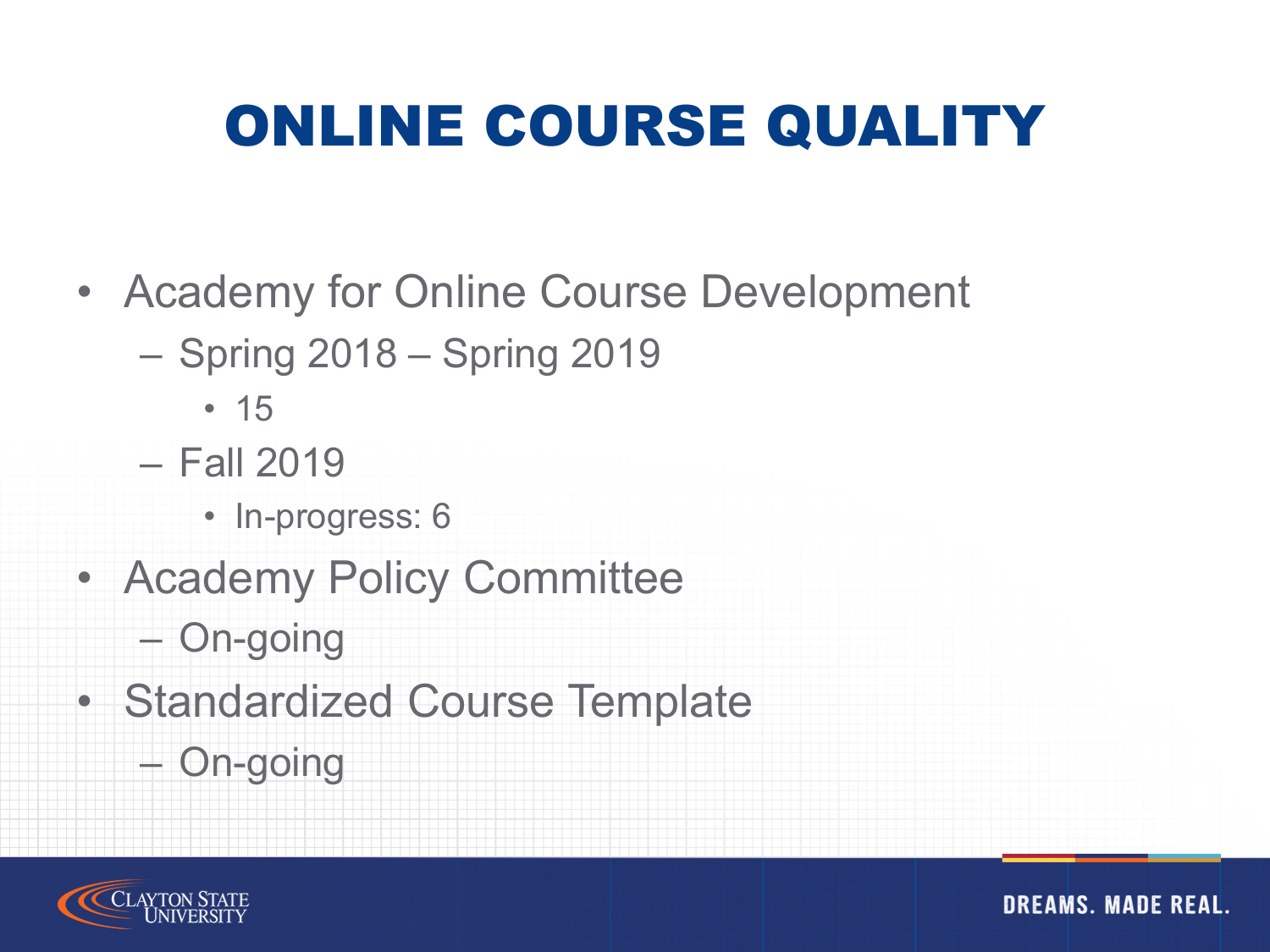# ONLINE COURSE QUALITY

- Academy for Online Course Development
  - Spring 2018 – Spring 2019
    - 15
  - Fall 2019
    - In-progress: 6
- Academy Policy Committee
  - On-going
- Standardized Course Template
  - On-going